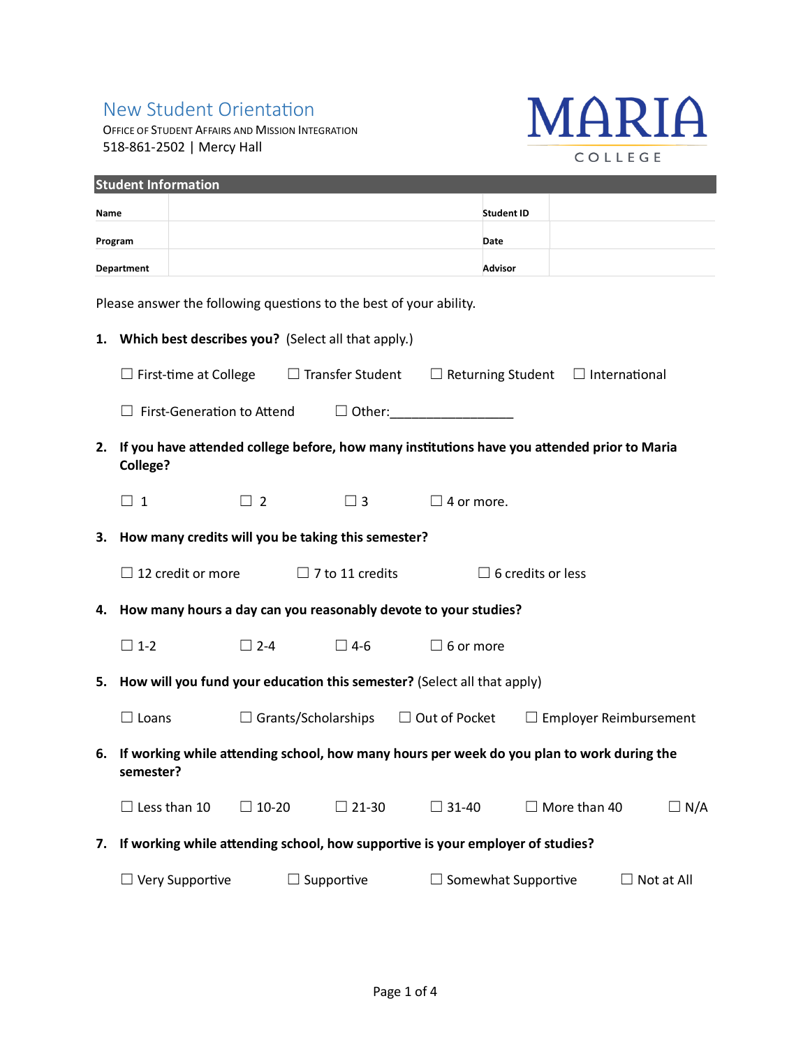# New Student Orientation

OFFICE OF STUDENT AFFAIRS AND MISSION INTEGRATION
518-861-2502 | Mercy Hall

MARIA COLLEGE

| Student Information | | | |
|---|---|---|---|
| **Name** | | **Student ID** | |
| **Program** | | **Date** | |
| **Department** | | **Advisor** | |

Please answer the following questions to the best of your ability.

1. **Which best describes you?** (Select all that apply.)

   ☐ First-time at College ☐ Transfer Student ☐ Returning Student ☐ International

   ☐ First-Generation to Attend ☐ Other:_________________

2. **If you have attended college before, how many institutions have you attended prior to Maria College?**

   ☐ 1 ☐ 2 ☐ 3 ☐ 4 or more.

3. **How many credits will you be taking this semester?**

   ☐ 12 credit or more ☐ 7 to 11 credits ☐ 6 credits or less

4. **How many hours a day can you reasonably devote to your studies?**

   ☐ 1-2 ☐ 2-4 ☐ 4-6 ☐ 6 or more

5. **How will you fund your education this semester?** (Select all that apply)

   ☐ Loans ☐ Grants/Scholarships ☐ Out of Pocket ☐ Employer Reimbursement

6. **If working while attending school, how many hours per week do you plan to work during the semester?**

   ☐ Less than 10 ☐ 10-20 ☐ 21-30 ☐ 31-40 ☐ More than 40 ☐ N/A

7. **If working while attending school, how supportive is your employer of studies?**

   ☐ Very Supportive ☐ Supportive ☐ Somewhat Supportive ☐ Not at All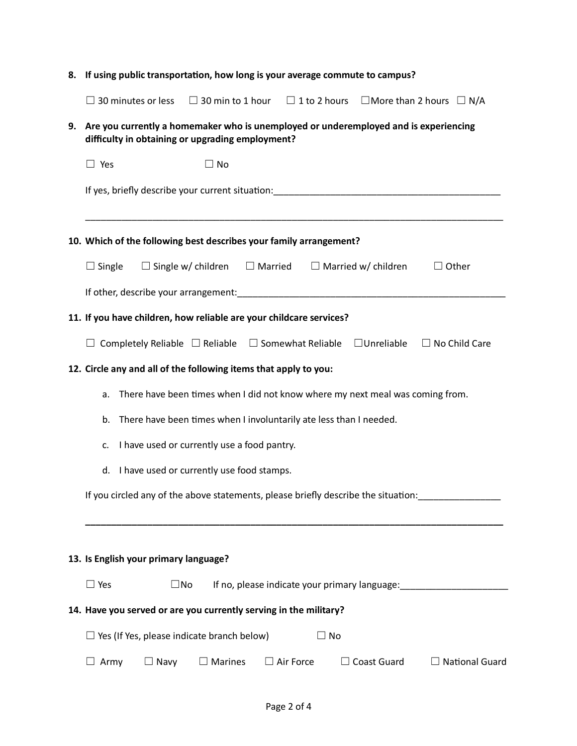**8. If using public transportation, how long is your average commute to campus?**

☐ 30 minutes or less ☐ 30 min to 1 hour ☐ 1 to 2 hours ☐More than 2 hours ☐ N/A

**9. Are you currently a homemaker who is unemployed or underemployed and is experiencing difficulty in obtaining or upgrading employment?**

☐ Yes ☐ No

If yes, briefly describe your current situation:_____________________________________________

_________________________________________________________________________________

**10. Which of the following best describes your family arrangement?**

☐ Single ☐ Single w/ children ☐ Married ☐ Married w/ children ☐ Other

If other, describe your arrangement:_____________________________________________________

**11. If you have children, how reliable are your childcare services?**

☐ Completely Reliable ☐ Reliable ☐ Somewhat Reliable ☐Unreliable ☐ No Child Care

**12. Circle any and all of the following items that apply to you:**

a. There have been times when I did not know where my next meal was coming from.

b. There have been times when I involuntarily ate less than I needed.

c. I have used or currently use a food pantry.

d. I have used or currently use food stamps.

If you circled any of the above statements, please briefly describe the situation:________________

_________________________________________________________________________________

**13. Is English your primary language?**

☐ Yes ☐No If no, please indicate your primary language:_____________________

**14. Have you served or are you currently serving in the military?**

☐ Yes (If Yes, please indicate branch below) ☐ No

☐ Army ☐ Navy ☐ Marines ☐ Air Force ☐ Coast Guard ☐ National Guard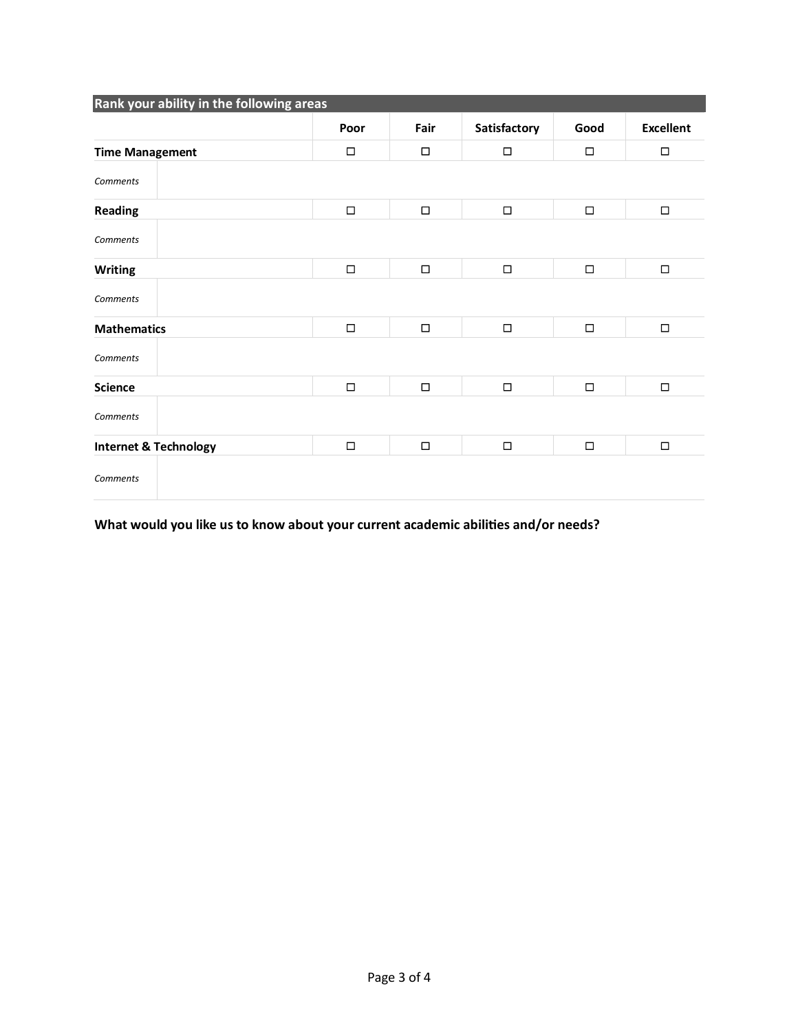| Rank your ability in the following areas | Poor | Fair | Satisfactory | Good | Excellent |
|---|---|---|---|---|---|
| **Time Management** | ☐ | ☐ | ☐ | ☐ | ☐ |
| *Comments* | | | | | |
| **Reading** | ☐ | ☐ | ☐ | ☐ | ☐ |
| *Comments* | | | | | |
| **Writing** | ☐ | ☐ | ☐ | ☐ | ☐ |
| *Comments* | | | | | |
| **Mathematics** | ☐ | ☐ | ☐ | ☐ | ☐ |
| *Comments* | | | | | |
| **Science** | ☐ | ☐ | ☐ | ☐ | ☐ |
| *Comments* | | | | | |
| **Internet & Technology** | ☐ | ☐ | ☐ | ☐ | ☐ |
| *Comments* | | | | | |

**What would you like us to know about your current academic abilities and/or needs?**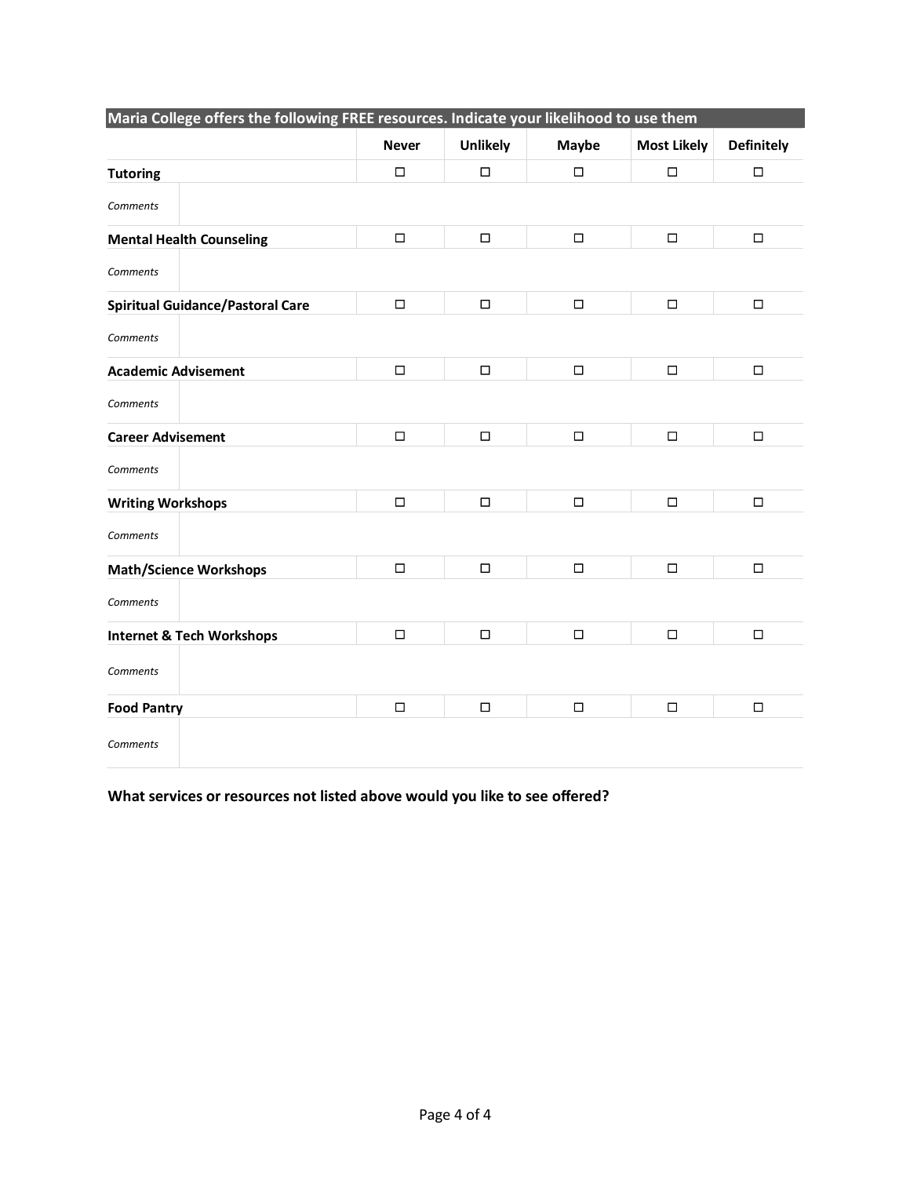| Maria College offers the following FREE resources. Indicate your likelihood to use them | Never | Unlikely | Maybe | Most Likely | Definitely |
|---|---|---|---|---|---|
| **Tutoring** | ☐ | ☐ | ☐ | ☐ | ☐ |
| *Comments* | | | | | |
| **Mental Health Counseling** | ☐ | ☐ | ☐ | ☐ | ☐ |
| *Comments* | | | | | |
| **Spiritual Guidance/Pastoral Care** | ☐ | ☐ | ☐ | ☐ | ☐ |
| *Comments* | | | | | |
| **Academic Advisement** | ☐ | ☐ | ☐ | ☐ | ☐ |
| *Comments* | | | | | |
| **Career Advisement** | ☐ | ☐ | ☐ | ☐ | ☐ |
| *Comments* | | | | | |
| **Writing Workshops** | ☐ | ☐ | ☐ | ☐ | ☐ |
| *Comments* | | | | | |
| **Math/Science Workshops** | ☐ | ☐ | ☐ | ☐ | ☐ |
| *Comments* | | | | | |
| **Internet & Tech Workshops** | ☐ | ☐ | ☐ | ☐ | ☐ |
| *Comments* | | | | | |
| **Food Pantry** | ☐ | ☐ | ☐ | ☐ | ☐ |
| *Comments* | | | | | |

**What services or resources not listed above would you like to see offered?**